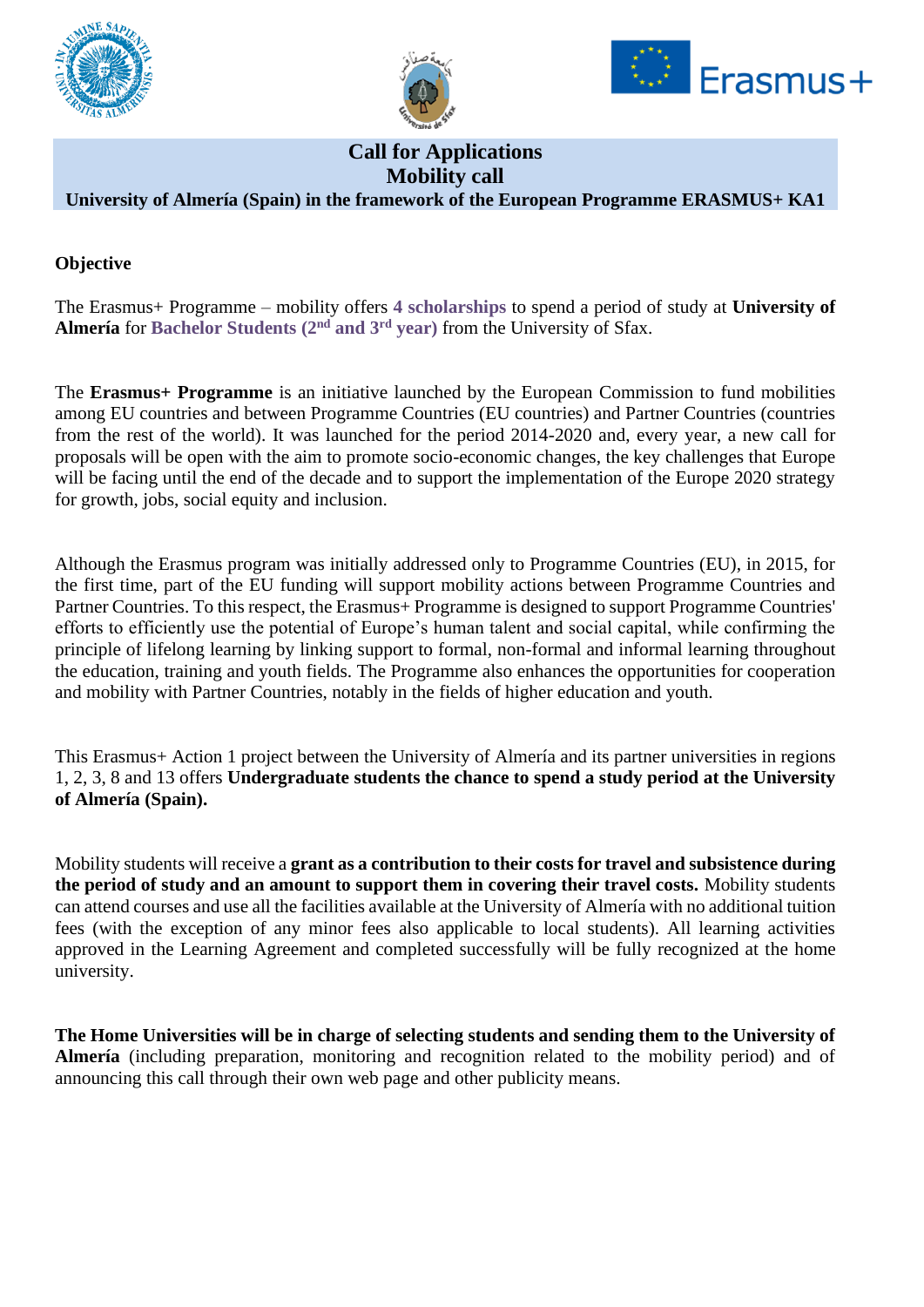# Call for Applications
# Mobility call
## University of Almería (Spain) in the framework of the European Programme ERASMUS+ KA1

### Objective

The Erasmus+ Programme – mobility offers **4 scholarships** to spend a period of study at **University of Almería** for **Bachelor Students (2nd and 3rd year)** from the University of Sfax.

The **Erasmus+ Programme** is an initiative launched by the European Commission to fund mobilities among EU countries and between Programme Countries (EU countries) and Partner Countries (countries from the rest of the world). It was launched for the period 2014-2020 and, every year, a new call for proposals will be open with the aim to promote socio-economic changes, the key challenges that Europe will be facing until the end of the decade and to support the implementation of the Europe 2020 strategy for growth, jobs, social equity and inclusion.

Although the Erasmus program was initially addressed only to Programme Countries (EU), in 2015, for the first time, part of the EU funding will support mobility actions between Programme Countries and Partner Countries. To this respect, the Erasmus+ Programme is designed to support Programme Countries' efforts to efficiently use the potential of Europe's human talent and social capital, while confirming the principle of lifelong learning by linking support to formal, non-formal and informal learning throughout the education, training and youth fields. The Programme also enhances the opportunities for cooperation and mobility with Partner Countries, notably in the fields of higher education and youth.

This Erasmus+ Action 1 project between the University of Almería and its partner universities in regions 1, 2, 3, 8 and 13 offers **Undergraduate students the chance to spend a study period at the University of Almería (Spain).**

Mobility students will receive a **grant as a contribution to their costs for travel and subsistence during the period of study and an amount to support them in covering their travel costs.** Mobility students can attend courses and use all the facilities available at the University of Almería with no additional tuition fees (with the exception of any minor fees also applicable to local students). All learning activities approved in the Learning Agreement and completed successfully will be fully recognized at the home university.

**The Home Universities will be in charge of selecting students and sending them to the University of Almería** (including preparation, monitoring and recognition related to the mobility period) and of announcing this call through their own web page and other publicity means.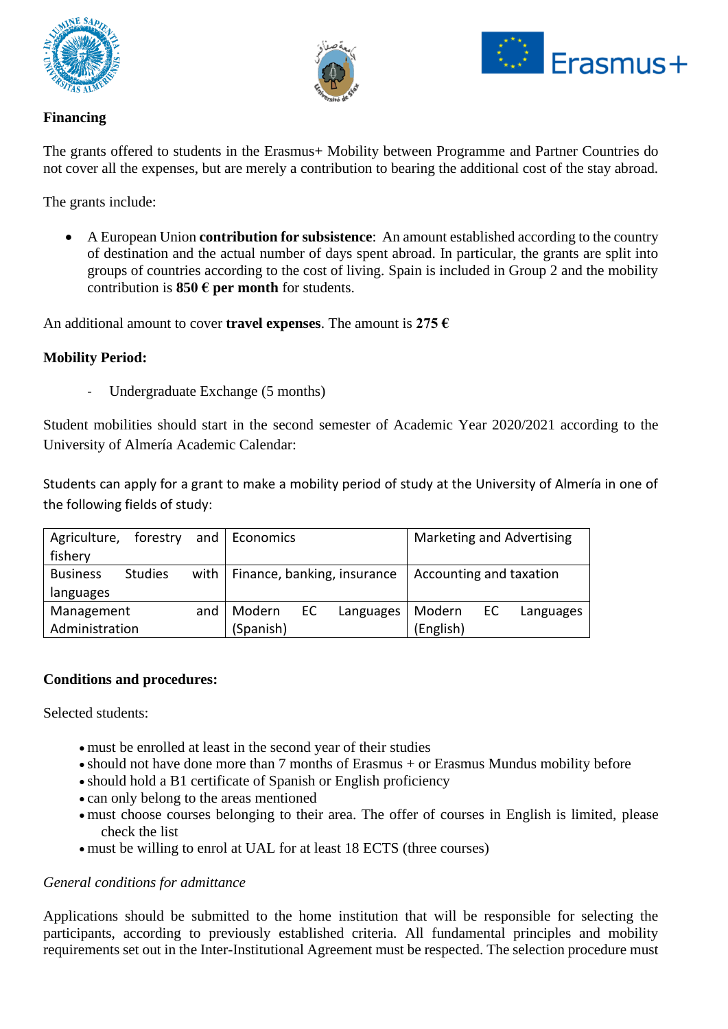**Financing**

The grants offered to students in the Erasmus+ Mobility between Programme and Partner Countries do not cover all the expenses, but are merely a contribution to bearing the additional cost of the stay abroad.

The grants include:

- A European Union **contribution for subsistence**: An amount established according to the country of destination and the actual number of days spent abroad. In particular, the grants are split into groups of countries according to the cost of living. Spain is included in Group 2 and the mobility contribution is **850 € per month** for students.

An additional amount to cover **travel expenses**. The amount is **275 €**

**Mobility Period:**

- Undergraduate Exchange (5 months)

Student mobilities should start in the second semester of Academic Year 2020/2021 according to the University of Almería Academic Calendar:

Students can apply for a grant to make a mobility period of study at the University of Almería in one of the following fields of study:

| | | |
|---|---|---|
| Agriculture, forestry and fishery | Economics | Marketing and Advertising |
| Business Studies with languages | Finance, banking, insurance | Accounting and taxation |
| Management and Administration | Modern EC Languages (Spanish) | Modern EC Languages (English) |

**Conditions and procedures:**

Selected students:

- must be enrolled at least in the second year of their studies
- should not have done more than 7 months of Erasmus + or Erasmus Mundus mobility before
- should hold a B1 certificate of Spanish or English proficiency
- can only belong to the areas mentioned
- must choose courses belonging to their area. The offer of courses in English is limited, please check the list
- must be willing to enrol at UAL for at least 18 ECTS (three courses)

*General conditions for admittance*

Applications should be submitted to the home institution that will be responsible for selecting the participants, according to previously established criteria. All fundamental principles and mobility requirements set out in the Inter-Institutional Agreement must be respected. The selection procedure must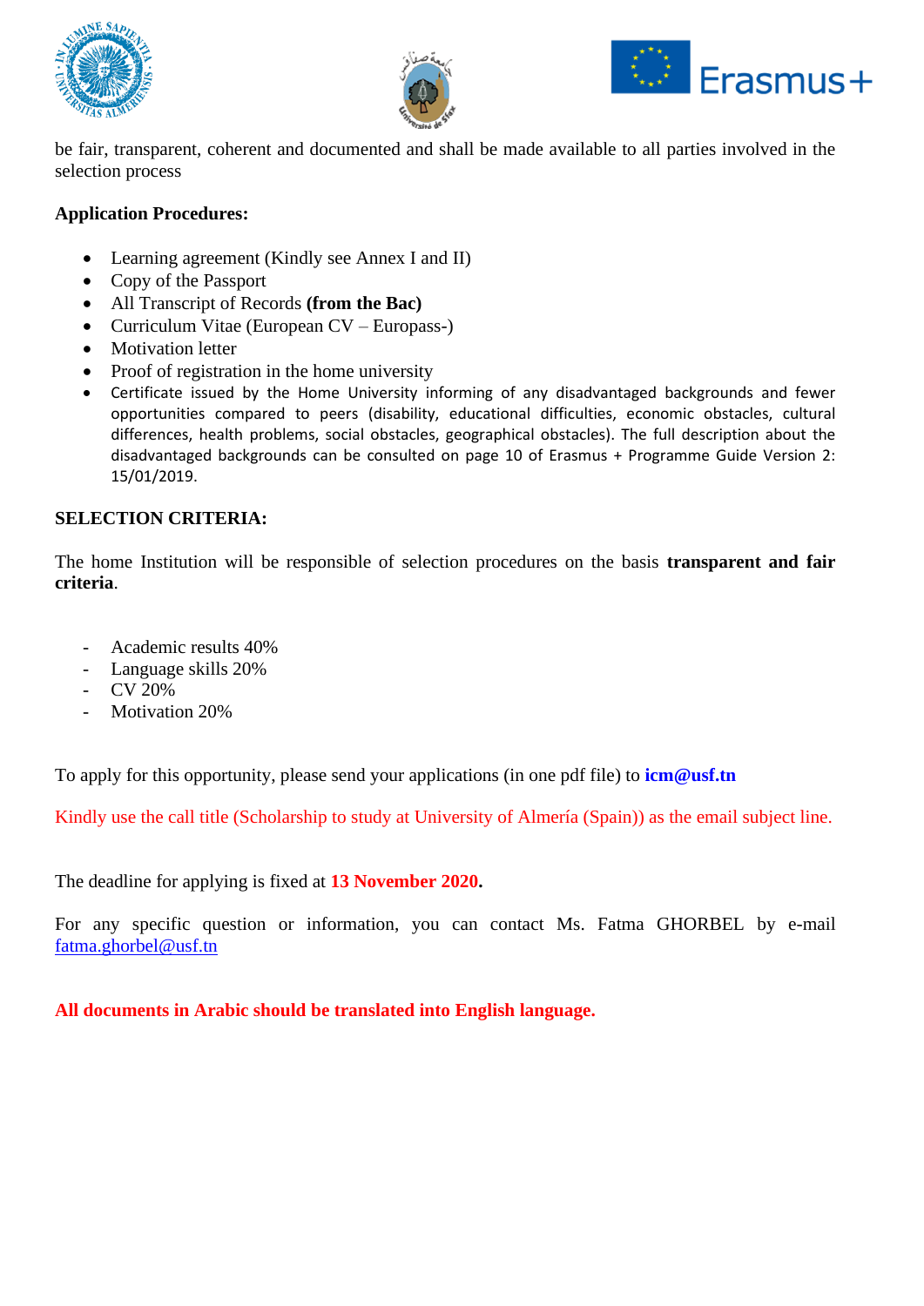be fair, transparent, coherent and documented and shall be made available to all parties involved in the selection process

**Application Procedures:**

- Learning agreement (Kindly see Annex I and II)
- Copy of the Passport
- All Transcript of Records **(from the Bac)**
- Curriculum Vitae (European CV – Europass-)
- Motivation letter
- Proof of registration in the home university
- Certificate issued by the Home University informing of any disadvantaged backgrounds and fewer opportunities compared to peers (disability, educational difficulties, economic obstacles, cultural differences, health problems, social obstacles, geographical obstacles). The full description about the disadvantaged backgrounds can be consulted on page 10 of Erasmus + Programme Guide Version 2: 15/01/2019.

**SELECTION CRITERIA:**

The home Institution will be responsible of selection procedures on the basis **transparent and fair criteria**.

- Academic results 40%
- Language skills 20%
- CV 20%
- Motivation 20%

To apply for this opportunity, please send your applications (in one pdf file) to **icm@usf.tn**

Kindly use the call title (Scholarship to study at University of Almería (Spain)) as the email subject line.

The deadline for applying is fixed at **13 November 2020.**

For any specific question or information, you can contact Ms. Fatma GHORBEL by e-mail fatma.ghorbel@usf.tn

**All documents in Arabic should be translated into English language.**